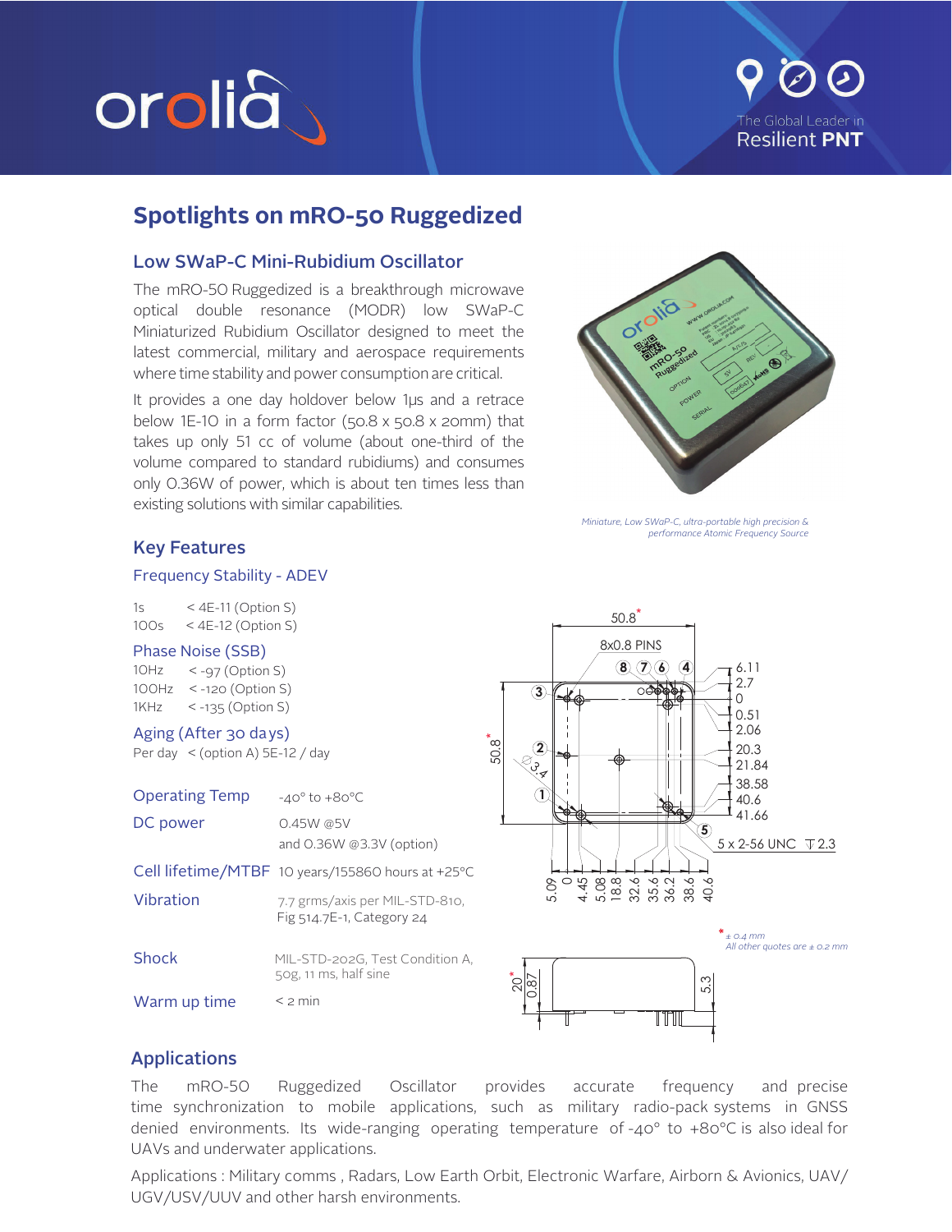## Spotlights on mRO-50 Ruggedized

### Low SWaP-C Mini-Rubidium Oscillator

The mRO-50 Ruggedized is a breakthrough microwave optical double resonance (MODR) low SWaP-C Miniaturized Rubidium Oscillator designed to meet the latest commercial, military and aerospace requirements where time stability and power consumption are critical.

It provides a one day holdover below 1µs and a retrace below 1E-10 in a form factor (50.8 x 50.8 x 20mm) that takes up only 51 cc of volume (about one-third of the volume compared to standard rubidiums) and consumes only 0.36W of power, which is about ten times less than existing solutions with similar capabilities.

*Miniature, Low SWaP-C, ultra-portable high precision & performance Atomic Frequency Source*

### Key Features

**Frequency Stability - ADEV**

| | |
|---|---|
| 1s | < 4E-11 (Option S) |
| 100s | < 4E-12 (Option S) |

**Phase Noise (SSB)**

| | |
|---|---|
| 10Hz | < -97 (Option S) |
| 100Hz | < -120 (Option S) |
| 1KHz | < -135 (Option S) |

**Aging (After 30 days)**

Per day < (option A) 5E-12 / day

| | |
|---|---|
| Operating Temp | -40° to +80°C |
| DC power | 0.45W @5V and 0.36W @3.3V (option) |
| Cell lifetime/MTBF | 10 years/155860 hours at +25°C |
| Vibration | 7.7 grms/axis per MIL-STD-810, Fig 514.7E-1, Category 24 |
| Shock | MIL-STD-202G, Test Condition A, 50g, 11 ms, half sine |
| Warm up time | < 2 min |

\* ± 0.4 mm
All other quotes are ± 0.2 mm

### Applications

The mRO-50 Ruggedized Oscillator provides accurate frequency and precise time synchronization to mobile applications, such as military radio-pack systems in GNSS denied environments. Its wide-ranging operating temperature of -40° to +80°C is also ideal for UAVs and underwater applications.

Applications : Military comms , Radars, Low Earth Orbit, Electronic Warfare, Airborn & Avionics, UAV/ UGV/USV/UUV and other harsh environments.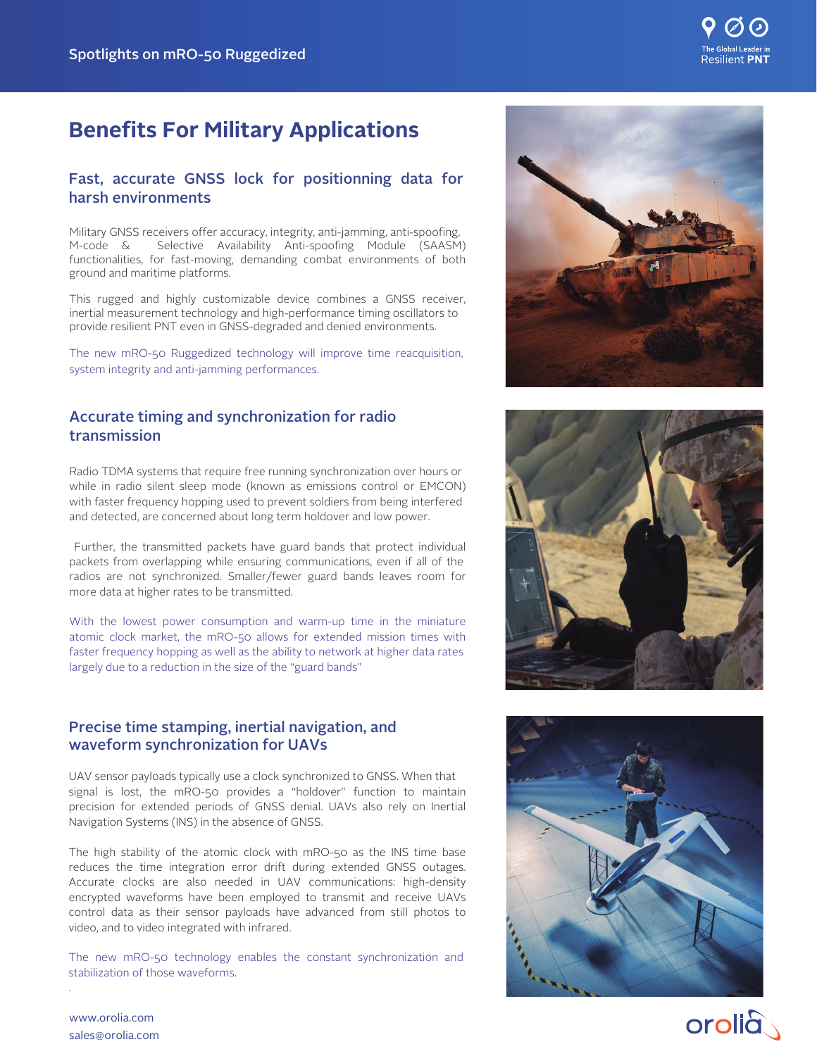# Benefits For Military Applications

## Fast, accurate GNSS lock for positionning data for harsh environments

Military GNSS receivers offer accuracy, integrity, anti-jamming, anti-spoofing, M-code & Selective Availability Anti-spoofing Module (SAASM) functionalities, for fast-moving, demanding combat environments of both ground and maritime platforms.

This rugged and highly customizable device combines a GNSS receiver, inertial measurement technology and high-performance timing oscillators to provide resilient PNT even in GNSS-degraded and denied environments.

The new mRO-50 Ruggedized technology will improve time reacquisition, system integrity and anti-jamming performances.

## Accurate timing and synchronization for radio transmission

Radio TDMA systems that require free running synchronization over hours or while in radio silent sleep mode (known as emissions control or EMCON) with faster frequency hopping used to prevent soldiers from being interfered and detected, are concerned about long term holdover and low power.

Further, the transmitted packets have guard bands that protect individual packets from overlapping while ensuring communications, even if all of the radios are not synchronized. Smaller/fewer guard bands leaves room for more data at higher rates to be transmitted.

With the lowest power consumption and warm-up time in the miniature atomic clock market, the mRO-50 allows for extended mission times with faster frequency hopping as well as the ability to network at higher data rates largely due to a reduction in the size of the "guard bands"

## Precise time stamping, inertial navigation, and waveform synchronization for UAVs

UAV sensor payloads typically use a clock synchronized to GNSS. When that signal is lost, the mRO-50 provides a "holdover" function to maintain precision for extended periods of GNSS denial. UAVs also rely on Inertial Navigation Systems (INS) in the absence of GNSS.

The high stability of the atomic clock with mRO-50 as the INS time base reduces the time integration error drift during extended GNSS outages. Accurate clocks are also needed in UAV communications: high-density encrypted waveforms have been employed to transmit and receive UAVs control data as their sensor payloads have advanced from still photos to video, and to video integrated with infrared.

The new mRO-50 technology enables the constant synchronization and stabilization of those waveforms.

www.orolia.com
sales@orolia.com